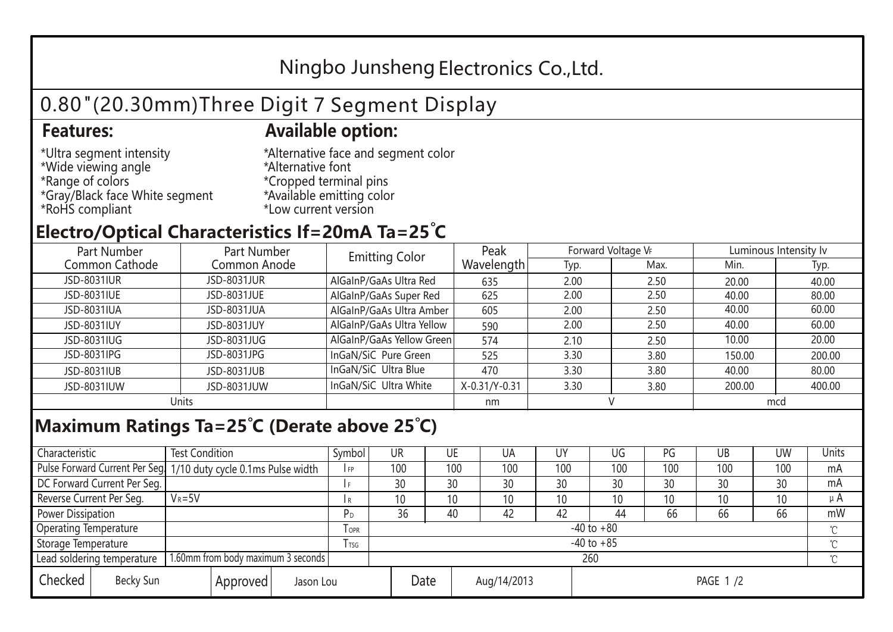# Ningbo Junsheng Electronics Co.,Ltd.

## 0.80"(20.30mm)Three Digit 7 Segment Display

### Features:

*Ultra segment intensity
*Wide viewing angle
*Range of colors
*Gray/Black face White segment
*RoHS compliant

### Available option:

*Alternative face and segment color
*Alternative font
*Cropped terminal pins
*Available emitting color
*Low current version

## Electro/Optical Characteristics If=20mA Ta=25°C

| Part Number Common Cathode | Part Number Common Anode | Emitting Color | Peak Wavelength | Forward Voltage $V_F$ | | Luminous Intensity Iv | |
|---|---|---|---|---|---|---|---|
| | | | | Typ. | Max. | Min. | Typ. |
| JSD-8031IUR | JSD-8031JUR | AlGaInP/GaAs Ultra Red | 635 | 2.00 | 2.50 | 20.00 | 40.00 |
| JSD-8031IUE | JSD-8031JUE | AlGaInP/GaAs Super Red | 625 | 2.00 | 2.50 | 40.00 | 80.00 |
| JSD-8031IUA | JSD-8031JUA | AlGaInP/GaAs Ultra Amber | 605 | 2.00 | 2.50 | 40.00 | 60.00 |
| JSD-8031IUY | JSD-8031JUY | AlGaInP/GaAs Ultra Yellow | 590 | 2.00 | 2.50 | 40.00 | 60.00 |
| JSD-8031IUG | JSD-8031JUG | AlGaInP/GaAs Yellow Green | 574 | 2.10 | 2.50 | 10.00 | 20.00 |
| JSD-8031IPG | JSD-8031JPG | InGaN/SiC Pure Green | 525 | 3.30 | 3.80 | 150.00 | 200.00 |
| JSD-8031IUB | JSD-8031JUB | InGaN/SiC Ultra Blue | 470 | 3.30 | 3.80 | 40.00 | 80.00 |
| JSD-8031IUW | JSD-8031JUW | InGaN/SiC Ultra White | X-0.31/Y-0.31 | 3.30 | 3.80 | 200.00 | 400.00 |
| Units | | | nm | V | | mcd | |

## Maximum Ratings Ta=25°C (Derate above 25°C)

| Characteristic | Test Condition | Symbol | UR | UE | UA | UY | UG | PG | UB | UW | Units |
|---|---|---|---|---|---|---|---|---|---|---|---|
| Pulse Forward Current Per Seg. | 1/10 duty cycle 0.1ms Pulse width | $I_{FP}$ | 100 | 100 | 100 | 100 | 100 | 100 | 100 | 100 | mA |
| DC Forward Current Per Seg. | | $I_F$ | 30 | 30 | 30 | 30 | 30 | 30 | 30 | 30 | mA |
| Reverse Current Per Seg. | $V_R$=5V | $I_R$ | 10 | 10 | 10 | 10 | 10 | 10 | 10 | 10 | μA |
| Power Dissipation | | $P_D$ | 36 | 40 | 42 | 42 | 44 | 66 | 66 | 66 | mW |
| Operating Temperature | | $T_{OPR}$ | -40 to +80 | | | | | | | | ℃ |
| Storage Temperature | | $T_{TSG}$ | -40 to +85 | | | | | | | | ℃ |
| Lead soldering temperature | 1.60mm from body maximum 3 seconds | | 260 | | | | | | | | ℃ |

| Checked | Becky Sun | Approved | Jason Lou | Date | Aug/14/2013 |
|---|---|---|---|---|---|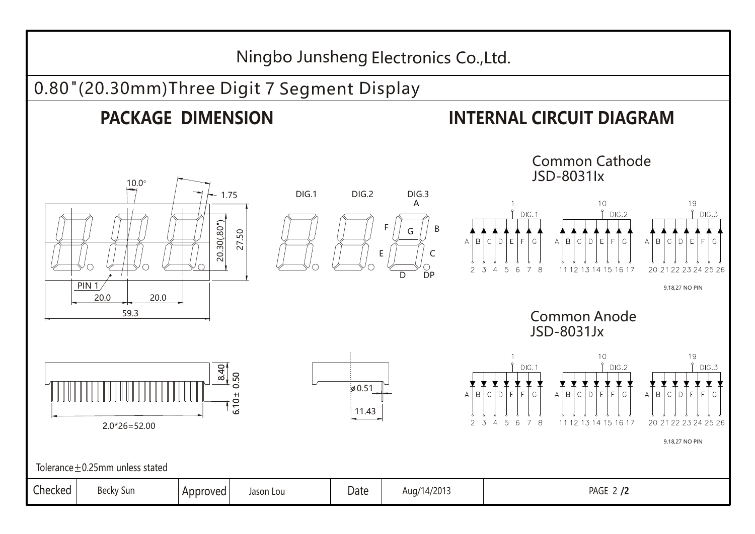Ningbo Junsheng Electronics Co.,Ltd.

0.80"(20.30mm)Three Digit 7 Segment Display

## PACKAGE DIMENSION

10.0°

1.75

20.30(.80")

27.50

PIN 1

20.0

20.0

59.3

DIG.1 DIG.2 DIG.3

A B C D E F G DP

8.40

6.10± 0.50

2.0*26=52.00

ø0.51

11.43

## INTERNAL CIRCUIT DIAGRAM

Common Cathode
JSD-8031Ix

1 DIG.1 10 DIG.2 19 DIG.3

A B C D E F G

2 3 4 5 6 7 8 11 12 13 14 15 16 17 20 21 22 23 24 25 26

9,18,27 NO PIN

Common Anode
JSD-8031Jx

1 DIG.1 10 DIG.2 19 DIG.3

A B C D E F G

2 3 4 5 6 7 8 11 12 13 14 15 16 17 20 21 22 23 24 25 26

9,18,27 NO PIN

Tolerance ± 0.25mm unless stated

| Checked | Becky Sun | Approved | Jason Lou | Date | Aug/14/2013 |
|---|---|---|---|---|---|